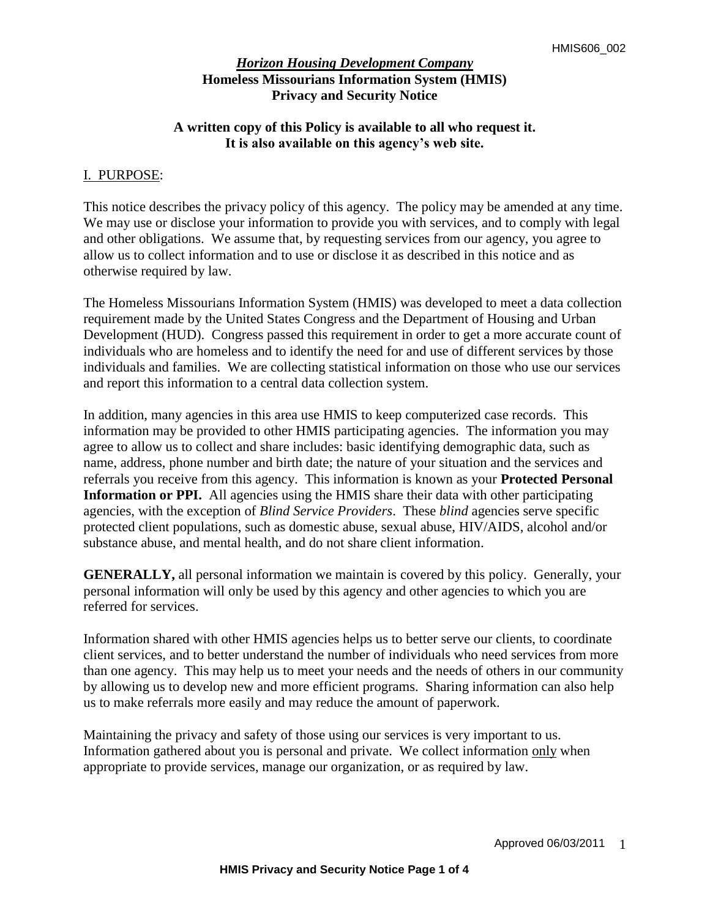# *Horizon Housing Development Company*

## Homeless Missourians Information System (HMIS)
## Privacy and Security Notice

**A written copy of this Policy is available to all who request it.**
**It is also available on this agency's web site.**

## I. PURPOSE:

This notice describes the privacy policy of this agency. The policy may be amended at any time. We may use or disclose your information to provide you with services, and to comply with legal and other obligations. We assume that, by requesting services from our agency, you agree to allow us to collect information and to use or disclose it as described in this notice and as otherwise required by law.

The Homeless Missourians Information System (HMIS) was developed to meet a data collection requirement made by the United States Congress and the Department of Housing and Urban Development (HUD). Congress passed this requirement in order to get a more accurate count of individuals who are homeless and to identify the need for and use of different services by those individuals and families. We are collecting statistical information on those who use our services and report this information to a central data collection system.

In addition, many agencies in this area use HMIS to keep computerized case records. This information may be provided to other HMIS participating agencies. The information you may agree to allow us to collect and share includes: basic identifying demographic data, such as name, address, phone number and birth date; the nature of your situation and the services and referrals you receive from this agency. This information is known as your **Protected Personal Information or PPI.** All agencies using the HMIS share their data with other participating agencies, with the exception of *Blind Service Providers*. These *blind* agencies serve specific protected client populations, such as domestic abuse, sexual abuse, HIV/AIDS, alcohol and/or substance abuse, and mental health, and do not share client information.

**GENERALLY,** all personal information we maintain is covered by this policy. Generally, your personal information will only be used by this agency and other agencies to which you are referred for services.

Information shared with other HMIS agencies helps us to better serve our clients, to coordinate client services, and to better understand the number of individuals who need services from more than one agency. This may help us to meet your needs and the needs of others in our community by allowing us to develop new and more efficient programs. Sharing information can also help us to make referrals more easily and may reduce the amount of paperwork.

Maintaining the privacy and safety of those using our services is very important to us. Information gathered about you is personal and private. We collect information only when appropriate to provide services, manage our organization, or as required by law.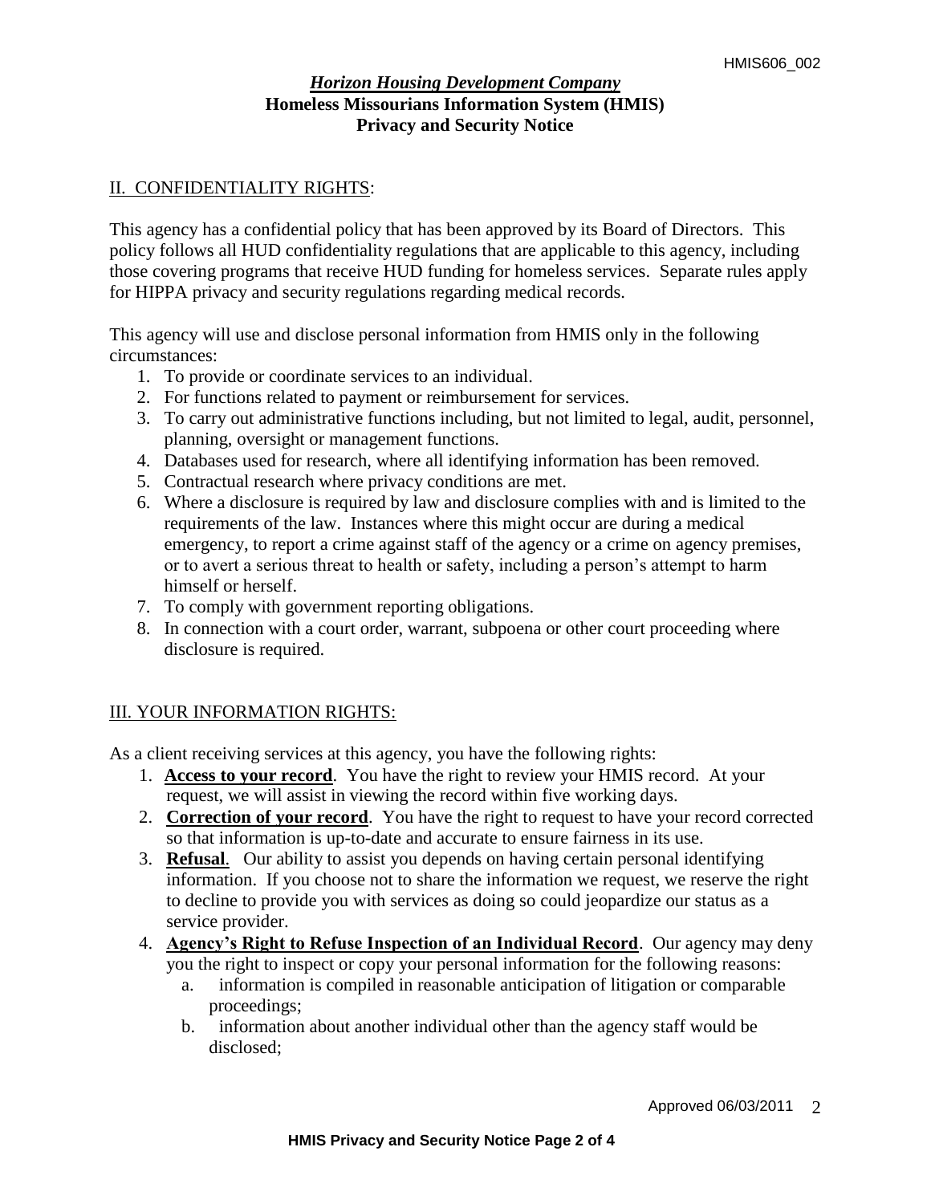HMIS606_002

***Horizon Housing Development Company***
**Homeless Missourians Information System (HMIS)**
**Privacy and Security Notice**

## II. CONFIDENTIALITY RIGHTS:

This agency has a confidential policy that has been approved by its Board of Directors. This policy follows all HUD confidentiality regulations that are applicable to this agency, including those covering programs that receive HUD funding for homeless services. Separate rules apply for HIPPA privacy and security regulations regarding medical records.

This agency will use and disclose personal information from HMIS only in the following circumstances:

1. To provide or coordinate services to an individual.
2. For functions related to payment or reimbursement for services.
3. To carry out administrative functions including, but not limited to legal, audit, personnel, planning, oversight or management functions.
4. Databases used for research, where all identifying information has been removed.
5. Contractual research where privacy conditions are met.
6. Where a disclosure is required by law and disclosure complies with and is limited to the requirements of the law. Instances where this might occur are during a medical emergency, to report a crime against staff of the agency or a crime on agency premises, or to avert a serious threat to health or safety, including a person's attempt to harm himself or herself.
7. To comply with government reporting obligations.
8. In connection with a court order, warrant, subpoena or other court proceeding where disclosure is required.

## III. YOUR INFORMATION RIGHTS:

As a client receiving services at this agency, you have the following rights:

1. **Access to your record**. You have the right to review your HMIS record. At your request, we will assist in viewing the record within five working days.
2. **Correction of your record**. You have the right to request to have your record corrected so that information is up-to-date and accurate to ensure fairness in its use.
3. **Refusal**. Our ability to assist you depends on having certain personal identifying information. If you choose not to share the information we request, we reserve the right to decline to provide you with services as doing so could jeopardize our status as a service provider.
4. **Agency's Right to Refuse Inspection of an Individual Record**. Our agency may deny you the right to inspect or copy your personal information for the following reasons:
   a. information is compiled in reasonable anticipation of litigation or comparable proceedings;
   b. information about another individual other than the agency staff would be disclosed;

Approved 06/03/2011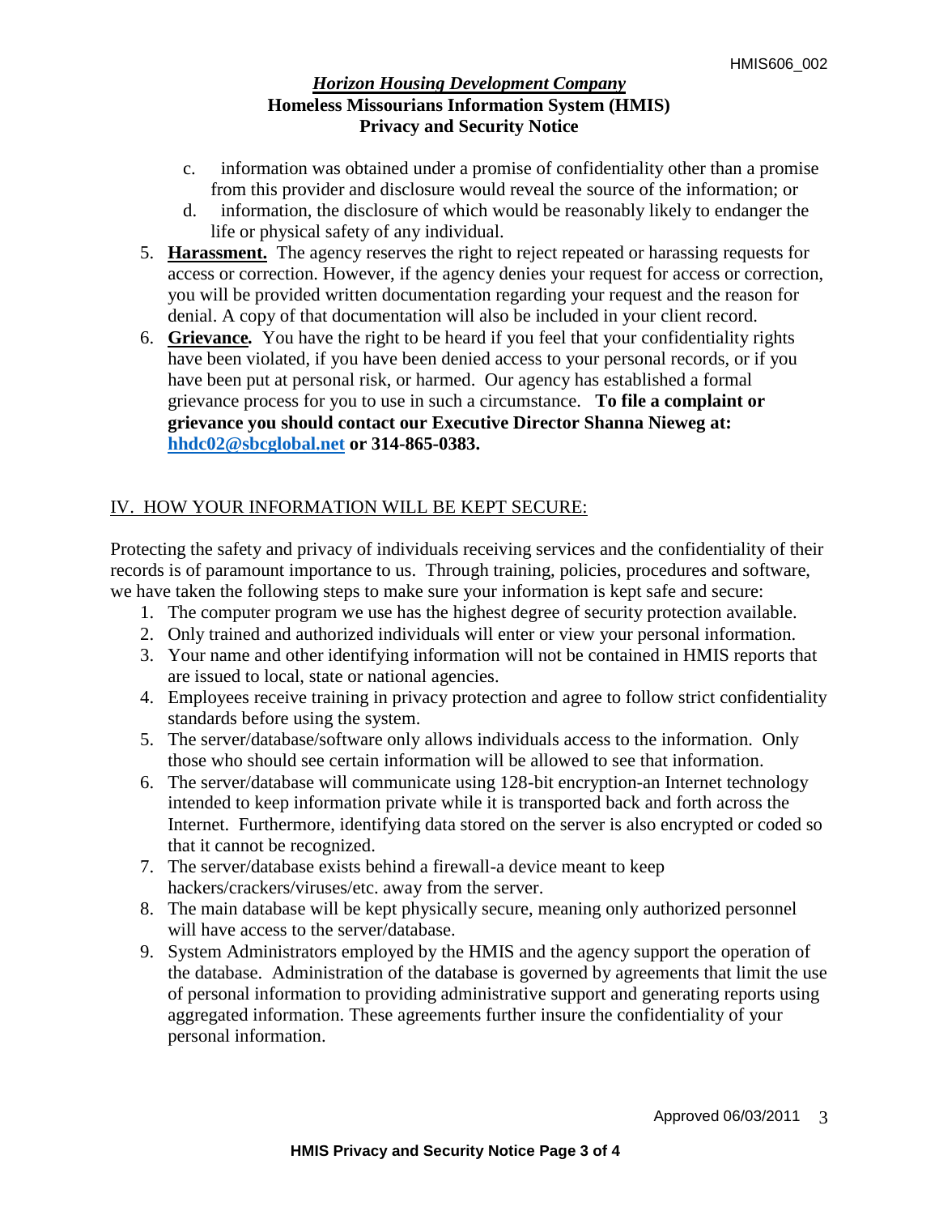c. information was obtained under a promise of confidentiality other than a promise from this provider and disclosure would reveal the source of the information; or

d. information, the disclosure of which would be reasonably likely to endanger the life or physical safety of any individual.

5. **Harassment.** The agency reserves the right to reject repeated or harassing requests for access or correction. However, if the agency denies your request for access or correction, you will be provided written documentation regarding your request and the reason for denial. A copy of that documentation will also be included in your client record.
6. **Grievance.** You have the right to be heard if you feel that your confidentiality rights have been violated, if you have been denied access to your personal records, or if you have been put at personal risk, or harmed. Our agency has established a formal grievance process for you to use in such a circumstance. **To file a complaint or grievance you should contact our Executive Director Shanna Nieweg at: [hhdc02@sbcglobal.net](mailto:hhdc02@sbcglobal.net) or 314-865-0383.**

## IV. HOW YOUR INFORMATION WILL BE KEPT SECURE:

Protecting the safety and privacy of individuals receiving services and the confidentiality of their records is of paramount importance to us. Through training, policies, procedures and software, we have taken the following steps to make sure your information is kept safe and secure:

1. The computer program we use has the highest degree of security protection available.
2. Only trained and authorized individuals will enter or view your personal information.
3. Your name and other identifying information will not be contained in HMIS reports that are issued to local, state or national agencies.
4. Employees receive training in privacy protection and agree to follow strict confidentiality standards before using the system.
5. The server/database/software only allows individuals access to the information. Only those who should see certain information will be allowed to see that information.
6. The server/database will communicate using 128-bit encryption-an Internet technology intended to keep information private while it is transported back and forth across the Internet. Furthermore, identifying data stored on the server is also encrypted or coded so that it cannot be recognized.
7. The server/database exists behind a firewall-a device meant to keep hackers/crackers/viruses/etc. away from the server.
8. The main database will be kept physically secure, meaning only authorized personnel will have access to the server/database.
9. System Administrators employed by the HMIS and the agency support the operation of the database. Administration of the database is governed by agreements that limit the use of personal information to providing administrative support and generating reports using aggregated information. These agreements further insure the confidentiality of your personal information.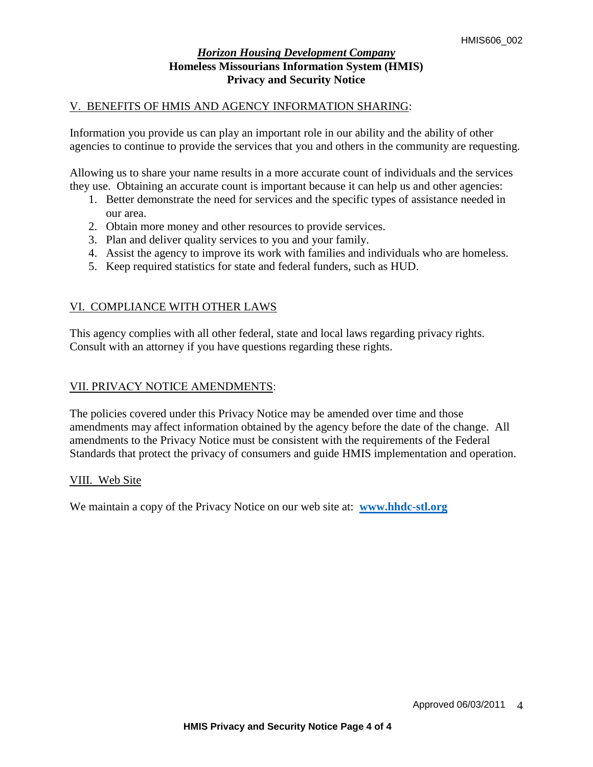## V. BENEFITS OF HMIS AND AGENCY INFORMATION SHARING:

Information you provide us can play an important role in our ability and the ability of other agencies to continue to provide the services that you and others in the community are requesting.

Allowing us to share your name results in a more accurate count of individuals and the services they use. Obtaining an accurate count is important because it can help us and other agencies:

1. Better demonstrate the need for services and the specific types of assistance needed in our area.
2. Obtain more money and other resources to provide services.
3. Plan and deliver quality services to you and your family.
4. Assist the agency to improve its work with families and individuals who are homeless.
5. Keep required statistics for state and federal funders, such as HUD.

## VI. COMPLIANCE WITH OTHER LAWS

This agency complies with all other federal, state and local laws regarding privacy rights. Consult with an attorney if you have questions regarding these rights.

## VII. PRIVACY NOTICE AMENDMENTS:

The policies covered under this Privacy Notice may be amended over time and those amendments may affect information obtained by the agency before the date of the change. All amendments to the Privacy Notice must be consistent with the requirements of the Federal Standards that protect the privacy of consumers and guide HMIS implementation and operation.

## VIII. Web Site

We maintain a copy of the Privacy Notice on our web site at: **www.hhdc-stl.org**

Approved 06/03/2011